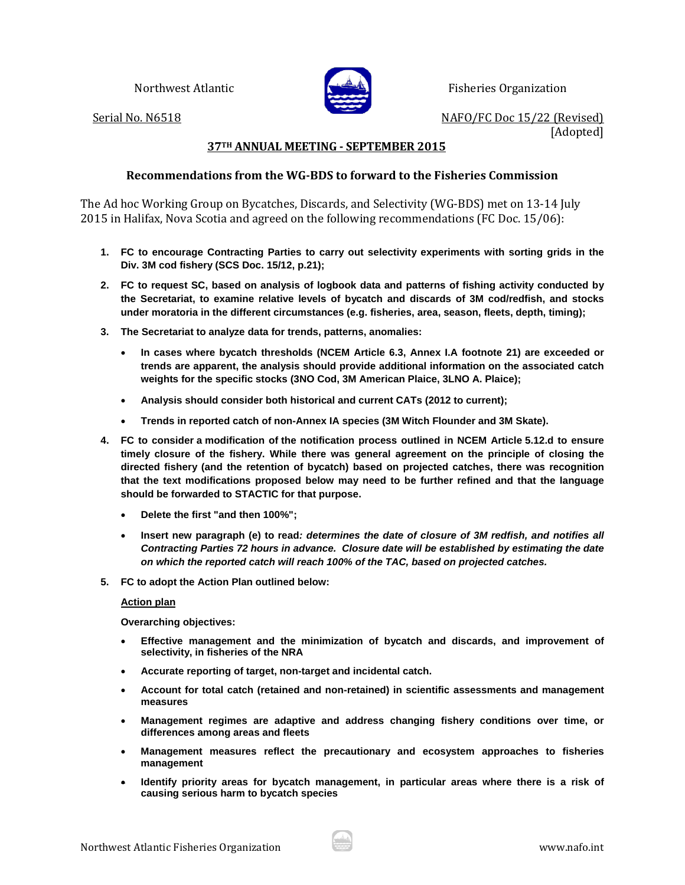Northwest Atlantic Fisheries Organization

Serial No. N6518

NAFO/FC Doc 15/22 (Revised)
[Adopted]

## 37[TH] ANNUAL MEETING - SEPTEMBER 2015

## Recommendations from the WG-BDS to forward to the Fisheries Commission

The Ad hoc Working Group on Bycatches, Discards, and Selectivity (WG-BDS) met on 13-14 July 2015 in Halifax, Nova Scotia and agreed on the following recommendations (FC Doc. 15/06):

1. **FC to encourage Contracting Parties to carry out selectivity experiments with sorting grids in the Div. 3M cod fishery (SCS Doc. 15/12, p.21);**
2. **FC to request SC, based on analysis of logbook data and patterns of fishing activity conducted by the Secretariat, to examine relative levels of bycatch and discards of 3M cod/redfish, and stocks under moratoria in the different circumstances (e.g. fisheries, area, season, fleets, depth, timing);**
3. **The Secretariat to analyze data for trends, patterns, anomalies:**
   - **In cases where bycatch thresholds (NCEM Article 6.3, Annex I.A footnote 21) are exceeded or trends are apparent, the analysis should provide additional information on the associated catch weights for the specific stocks (3NO Cod, 3M American Plaice, 3LNO A. Plaice);**
   - **Analysis should consider both historical and current CATs (2012 to current);**
   - **Trends in reported catch of non-Annex IA species (3M Witch Flounder and 3M Skate).**
4. **FC to consider a modification of the notification process outlined in NCEM Article 5.12.d to ensure timely closure of the fishery. While there was general agreement on the principle of closing the directed fishery (and the retention of bycatch) based on projected catches, there was recognition that the text modifications proposed below may need to be further refined and that the language should be forwarded to STACTIC for that purpose.**
   - **Delete the first "and then 100%";**
   - **Insert new paragraph (e) to read*: determines the date of closure of 3M redfish, and notifies all Contracting Parties 72 hours in advance. Closure date will be established by estimating the date on which the reported catch will reach 100% of the TAC, based on projected catches.***
5. **FC to adopt the Action Plan outlined below:**

   **Action plan**

   **Overarching objectives:**

   - **Effective management and the minimization of bycatch and discards, and improvement of selectivity, in fisheries of the NRA**
   - **Accurate reporting of target, non-target and incidental catch.**
   - **Account for total catch (retained and non-retained) in scientific assessments and management measures**
   - **Management regimes are adaptive and address changing fishery conditions over time, or differences among areas and fleets**
   - **Management measures reflect the precautionary and ecosystem approaches to fisheries management**
   - **Identify priority areas for bycatch management, in particular areas where there is a risk of causing serious harm to bycatch species**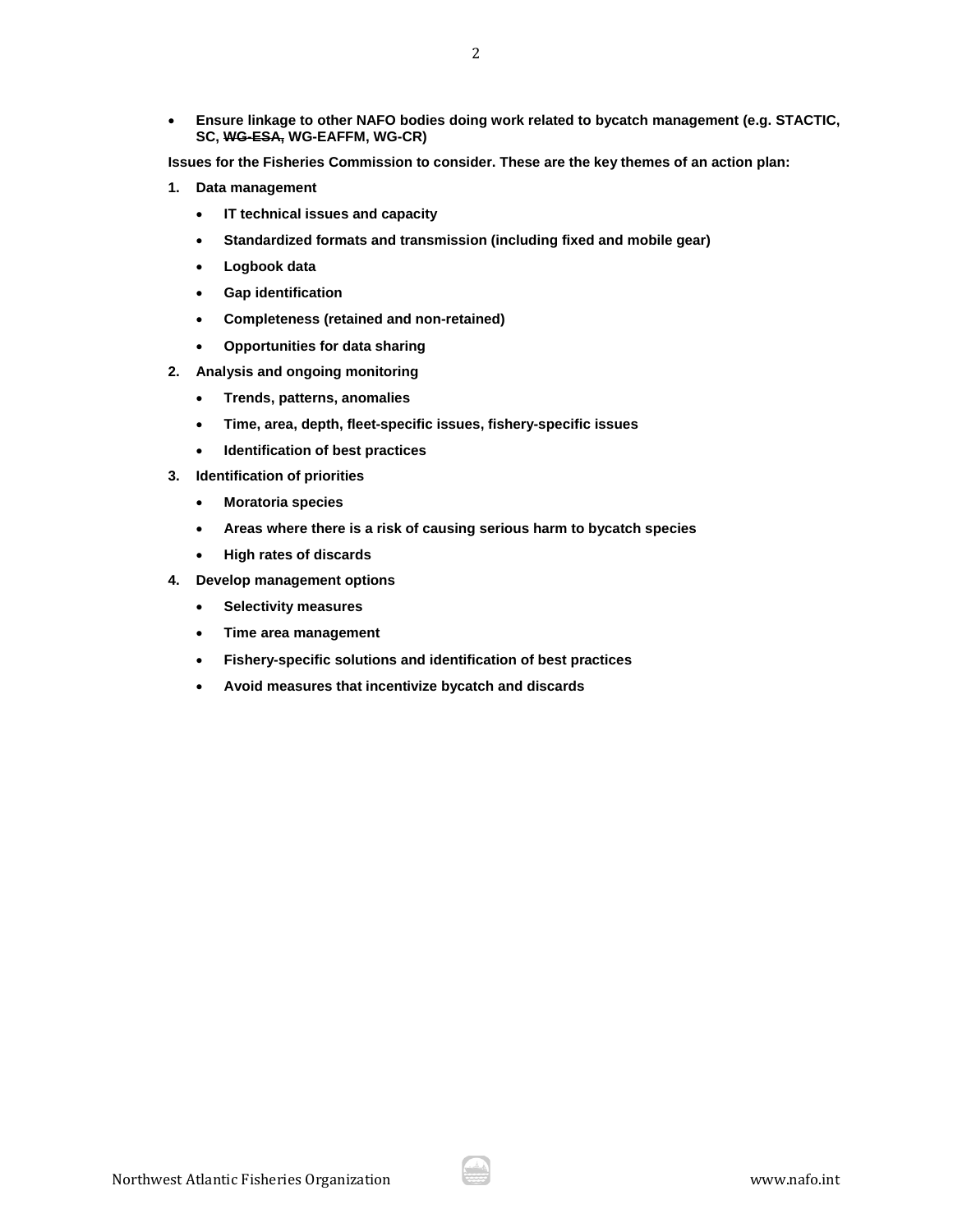- **Ensure linkage to other NAFO bodies doing work related to bycatch management (e.g. STACTIC, SC, ~~WG-ESA,~~ WG-EAFFM, WG-CR)**

**Issues for the Fisheries Commission to consider. These are the key themes of an action plan:**

1. **Data management**
   - **IT technical issues and capacity**
   - **Standardized formats and transmission (including fixed and mobile gear)**
   - **Logbook data**
   - **Gap identification**
   - **Completeness (retained and non-retained)**
   - **Opportunities for data sharing**
2. **Analysis and ongoing monitoring**
   - **Trends, patterns, anomalies**
   - **Time, area, depth, fleet-specific issues, fishery-specific issues**
   - **Identification of best practices**
3. **Identification of priorities**
   - **Moratoria species**
   - **Areas where there is a risk of causing serious harm to bycatch species**
   - **High rates of discards**
4. **Develop management options**
   - **Selectivity measures**
   - **Time area management**
   - **Fishery-specific solutions and identification of best practices**
   - **Avoid measures that incentivize bycatch and discards**